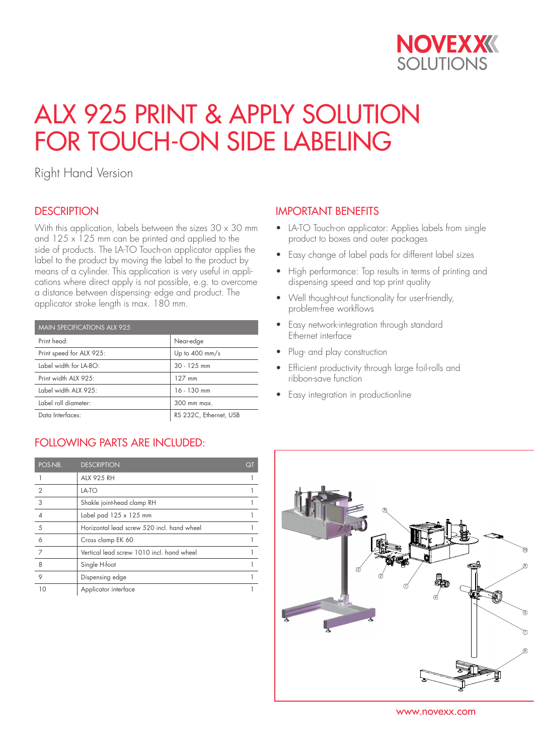# ALX 925 PRINT & APPLY SOLUTION FOR TOUCH-ON SIDE LABELING

Right Hand Version

## DESCRIPTION

With this application, labels between the sizes 30 x 30 mm and 125 x 125 mm can be printed and applied to the side of products. The LA-TO Touch-on applicator applies the label to the product by moving the label to the product by means of a cylinder. This application is very useful in applications where direct apply is not possible, e.g. to overcome a distance between dispensing- edge and product. The applicator stroke length is max. 180 mm.

| MAIN SPECIFICATIONS ALX 925 | |
|---|---|
| Print head: | Near-edge |
| Print speed for ALX 925: | Up to 400 mm/s |
| Label width for LA-BO: | 30 - 125 mm |
| Print width ALX 925: | 127 mm |
| Label width ALX 925: | 16 - 130 mm |
| Label roll diameter: | 300 mm max. |
| Data Interfaces: | RS 232C, Ethernet, USB |

## IMPORTANT BENEFITS

- LA-TO Touch-on applicator: Applies labels from single product to boxes and outer packages
- Easy change of label pads for different label sizes
- High performance: Top results in terms of printing and dispensing speed and top print quality
- Well thought-out functionality for user-friendly, problem-free workflows
- Easy network-integration through standard Ethernet interface
- Plug- and play construction
- Efficient productivity through large foil-rolls and ribbon-save function
- Easy integration in productionline

## FOLLOWING PARTS ARE INCLUDED:

| POS-NB. | DESCRIPTION | QT |
|---|---|---|
| 1 | ALX 925 RH | 1 |
| 2 | LA-TO | 1 |
| 3 | Shakle joint-head clamp RH | 1 |
| 4 | Label pad 125 x 125 mm | 1 |
| 5 | Horizontal lead screw 520 incl. hand wheel | 1 |
| 6 | Cross clamp EK 60 | 1 |
| 7 | Vertical lead screw 1010 incl. hand wheel | 1 |
| 8 | Single H-foot | 1 |
| 9 | Dispensing edge | 1 |
| 10 | Applicator interface | 1 |

www.novexx.com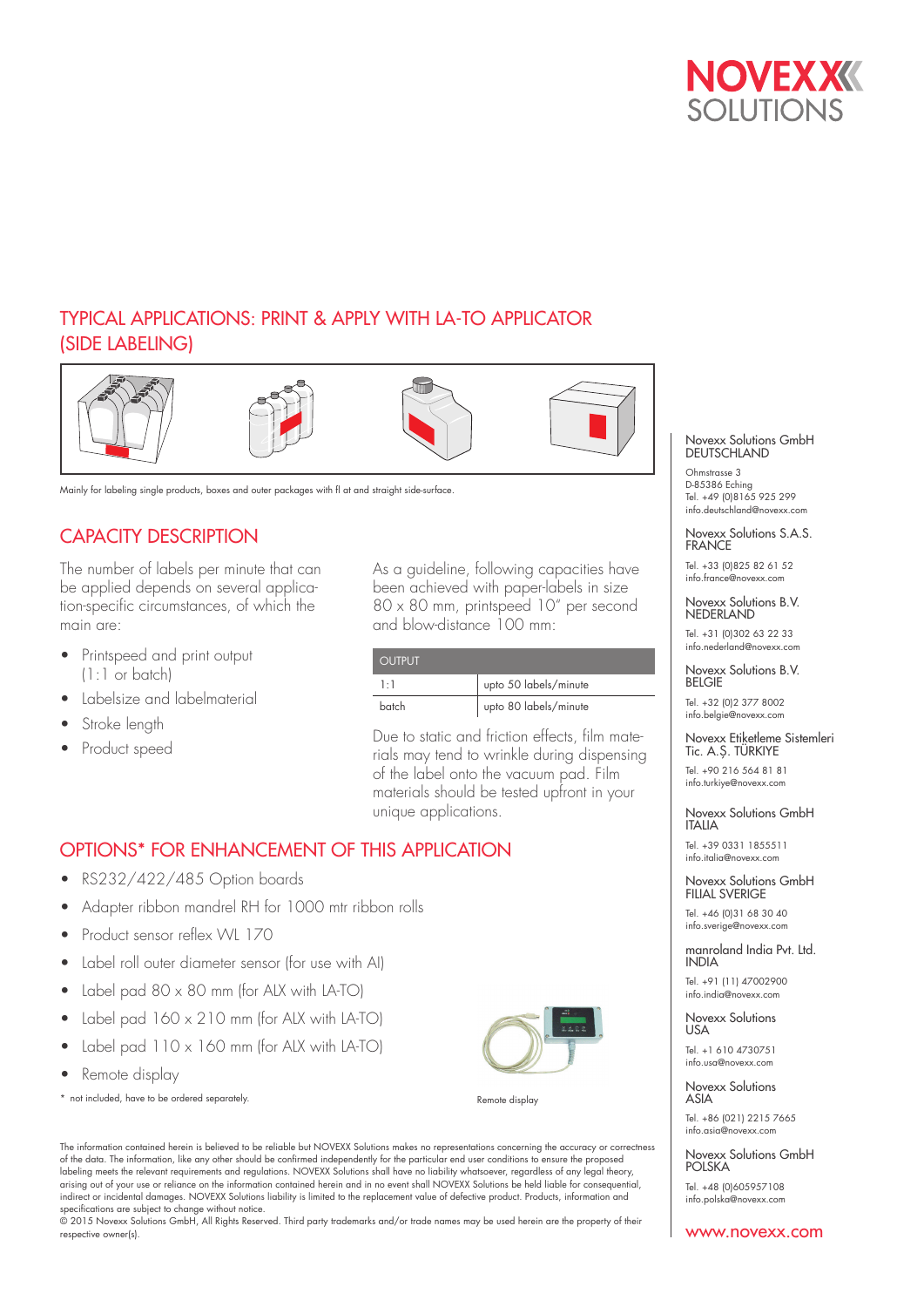## TYPICAL APPLICATIONS: PRINT & APPLY WITH LA-TO APPLICATOR (SIDE LABELING)

Mainly for labeling single products, boxes and outer packages with fl at and straight side-surface.

## CAPACITY DESCRIPTION

The number of labels per minute that can be applied depends on several application-specific circumstances, of which the main are:

- Printspeed and print output (1:1 or batch)
- Labelsize and labelmaterial
- Stroke length
- Product speed

As a guideline, following capacities have been achieved with paper-labels in size 80 x 80 mm, printspeed 10" per second and blow-distance 100 mm:

| OUTPUT | |
|---|---|
| 1:1 | upto 50 labels/minute |
| batch | upto 80 labels/minute |

Due to static and friction effects, film materials may tend to wrinkle during dispensing of the label onto the vacuum pad. Film materials should be tested upfront in your unique applications.

## OPTIONS* FOR ENHANCEMENT OF THIS APPLICATION

- RS232/422/485 Option boards
- Adapter ribbon mandrel RH for 1000 mtr ribbon rolls
- Product sensor reflex WL 170
- Label roll outer diameter sensor (for use with AI)
- Label pad 80 x 80 mm (for ALX with LA-TO)
- Label pad 160 x 210 mm (for ALX with LA-TO)
- Label pad 110 x 160 mm (for ALX with LA-TO)
- Remote display

\* not included, have to be ordered separately.

Remote display

The information contained herein is believed to be reliable but NOVEXX Solutions makes no representations concerning the accuracy or correctness of the data. The information, like any other should be confirmed independently for the particular end user conditions to ensure the proposed labeling meets the relevant requirements and regulations. NOVEXX Solutions shall have no liability whatsoever, regardless of any legal theory, arising out of your use or reliance on the information contained herein and in no event shall NOVEXX Solutions be held liable for consequential, indirect or incidental damages. NOVEXX Solutions liability is limited to the replacement value of defective product. Products, information and specifications are subject to change without notice.
© 2015 Novexx Solutions GmbH, All Rights Reserved. Third party trademarks and/or trade names may be used herein are the property of their respective owner(s).

**Novexx Solutions GmbH**
**DEUTSCHLAND**
Ohmstrasse 3
D-85386 Eching
Tel. +49 (0)8165 925 299
info.deutschland@novexx.com

**Novexx Solutions S.A.S.**
**FRANCE**
Tel. +33 (0)825 82 61 52
info.france@novexx.com

**Novexx Solutions B.V.**
**NEDERLAND**
Tel. +31 (0)302 63 22 33
info.nederland@novexx.com

**Novexx Solutions B.V.**
**BELGIE**
Tel. +32 (0)2 377 8002
info.belgie@novexx.com

**Novexx Etiketleme Sistemleri Tic. A.Ş. TÜRKIYE**
Tel. +90 216 564 81 81
info.turkiye@novexx.com

**Novexx Solutions GmbH**
**ITALIA**
Tel. +39 0331 1855511
info.italia@novexx.com

**Novexx Solutions GmbH**
**FILIAL SVERIGE**
Tel. +46 (0)31 68 30 40
info.sverige@novexx.com

**manroland India Pvt. Ltd.**
**INDIA**
Tel. +91 (11) 47002900
info.india@novexx.com

**Novexx Solutions**
**USA**
Tel. +1 610 4730751
info.usa@novexx.com

**Novexx Solutions**
**ASIA**
Tel. +86 (021) 2215 7665
info.asia@novexx.com

**Novexx Solutions GmbH**
**POLSKA**
Tel. +48 (0)605957108
info.polska@novexx.com

www.novexx.com